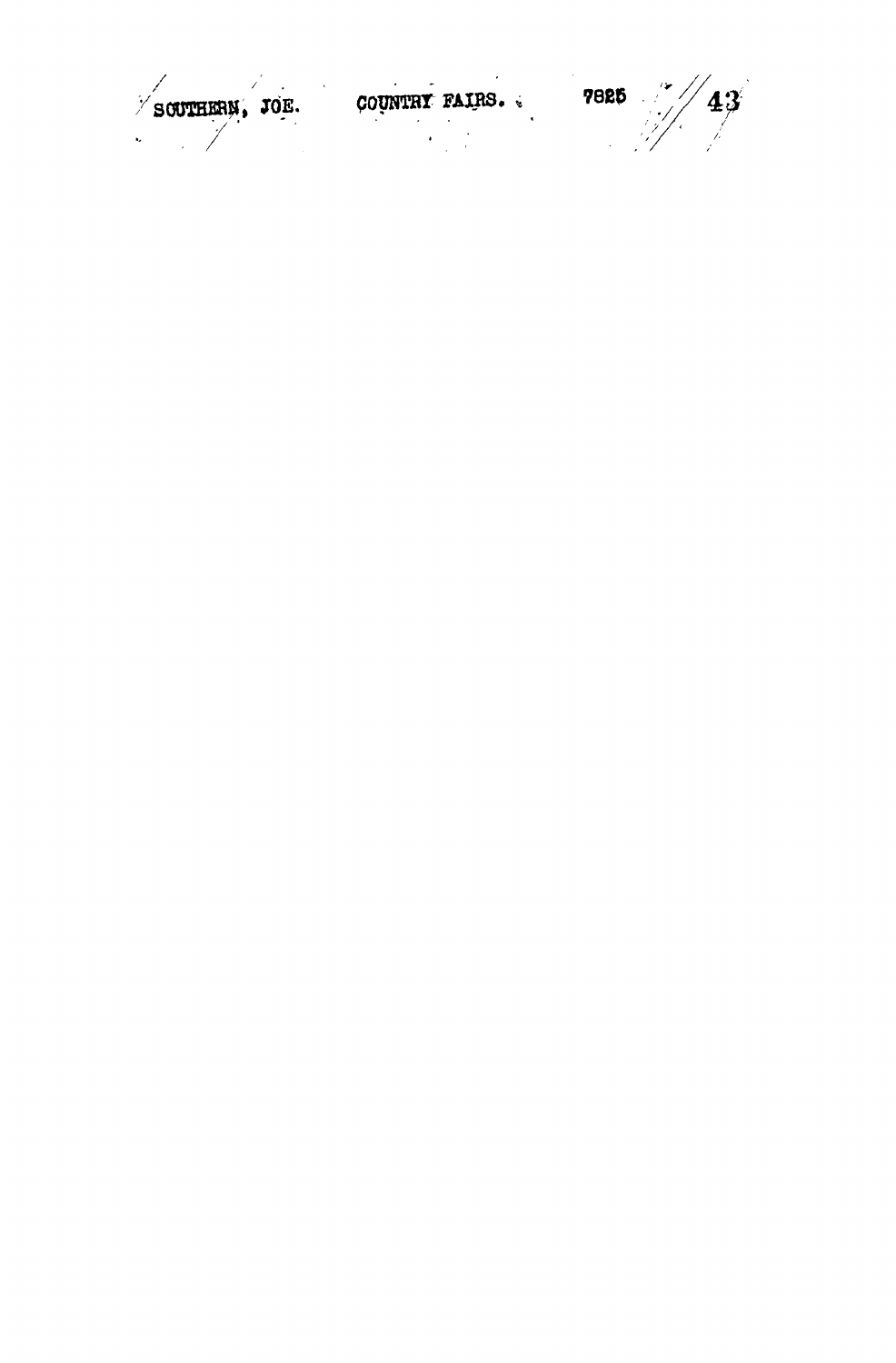SOUTHERN, JOE. COUNTRY FAIRS. 7825 43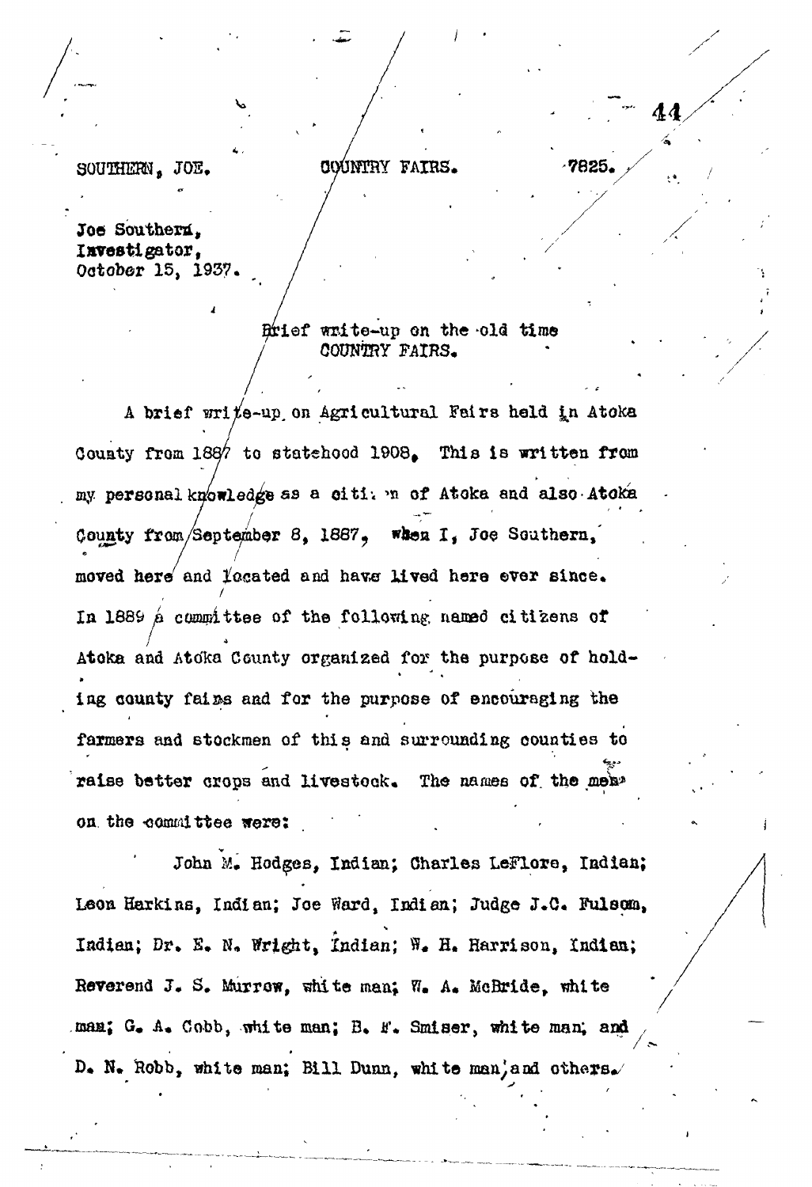SOUTHERN, JOE. COUNTRY FAIRS. 7825.

Joe Southern,
Investigator,
October 15, 1937.

Brief write-up on the old time
COUNTRY FAIRS.

A brief write-up on Agricultural Fairs held in Atoka County from 1887 to statehood 1908. This is written from my personal knowledge as a citizen of Atoka and also Atoka County from September 8, 1887, when I, Joe Southern, moved here and located and have lived here ever since. In 1889 a committee of the following named citizens of Atoka and Atoka County organized for the purpose of holding county fairs and for the purpose of encouraging the farmers and stockmen of this and surrounding counties to raise better crops and livestock. The names of the men on the committee were:

John M. Hodges, Indian; Charles LeFlore, Indian; Leon Harkins, Indian; Joe Ward, Indian; Judge J.C. Fulsom, Indian; Dr. E. N. Wright, Indian; W. H. Harrison, Indian; Reverend J. S. Murrow, white man; W. A. McBride, white man; G. A. Cobb, white man; B. F. Smiser, white man, and D. N. Robb, white man; Bill Dunn, white man, and others.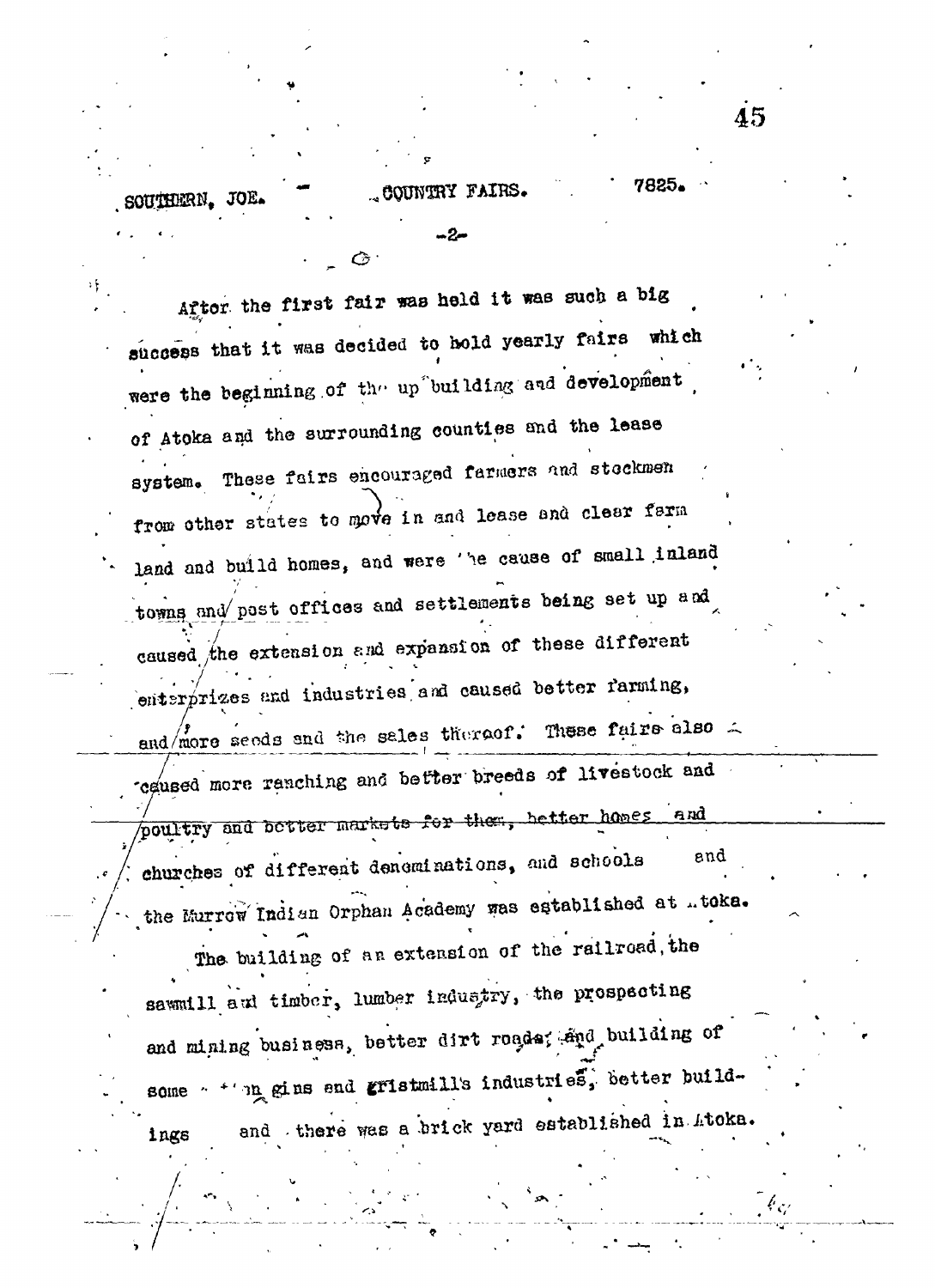After the first fair was held it was such a big success that it was decided to hold yearly fairs which were the beginning of the up building and development of Atoka and the surrounding counties and the lease system. These fairs encouraged farmers and stockmen from other states to move in and lease and clear farm land and build homes, and were the cause of small inland towns and post offices and settlements being set up and caused the extension and expansion of these different enterprizes and industries and caused better farming, and more seeds and the sales thereof. These fairs also caused more ranching and better breeds of livestock and poultry and better markets for them, better homes and churches of different denominations, and schools and the Murrow Indian Orphan Academy was established at Atoka.

The building of an extension of the railroad, the sawmill and timber, lumber industry, the prospecting and mining business, better dirt roads, and building of some cotton gins and gristmill's industries, better buildings and there was a brick yard established in Atoka.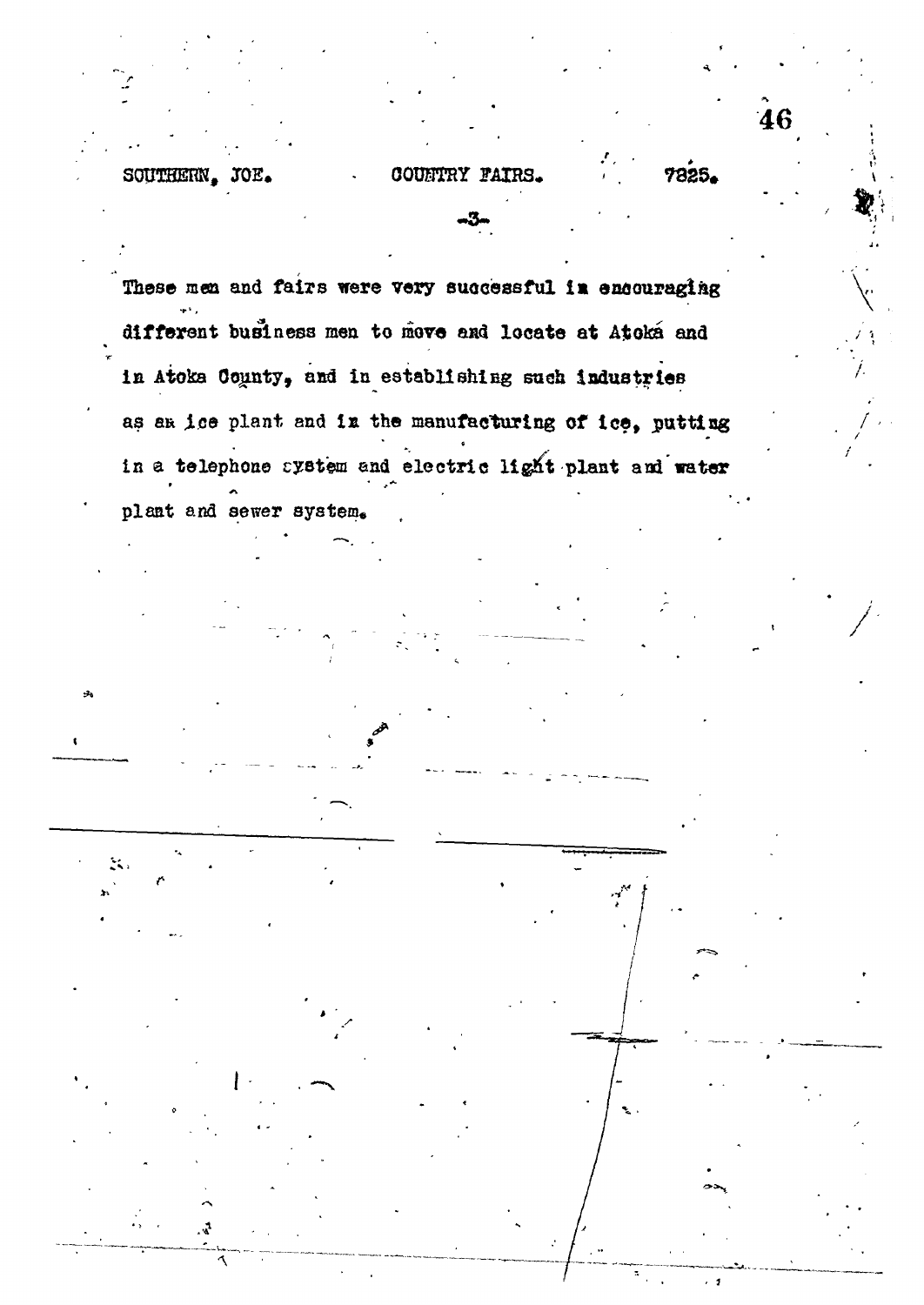These men and fairs were very successful in encouraging different business men to move and locate at Atoka and in Atoka County, and in establishing such industries as an ice plant and in the manufacturing of ice, putting in a telephone system and electric light plant and water plant and sewer system.